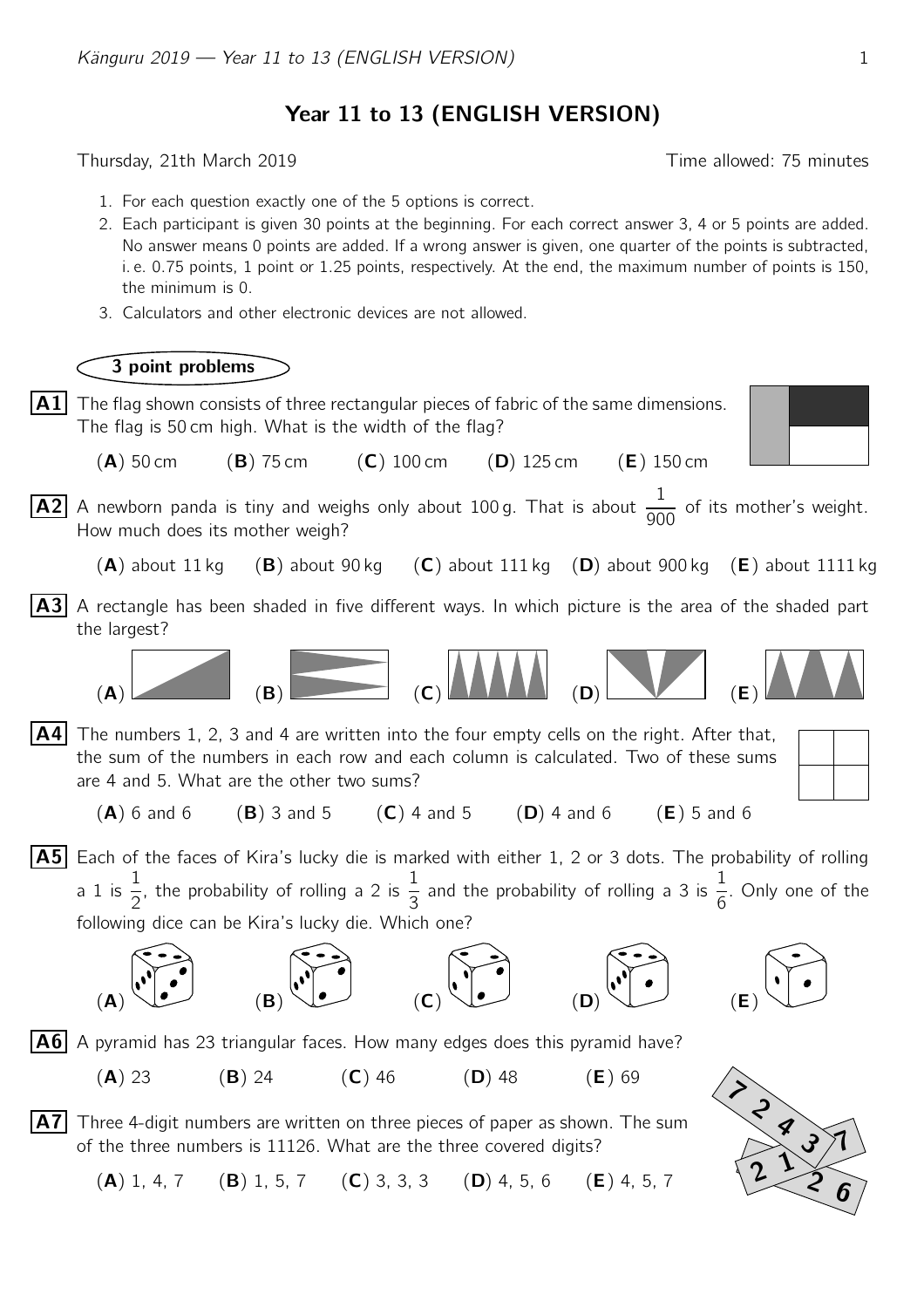# Year 11 to 13 (ENGLISH VERSION)

Thursday, 21th March 2019 — Time allowed: 75 minutes

1. For each question exactly one of the 5 options is correct.
2. Each participant is given 30 points at the beginning. For each correct answer 3, 4 or 5 points are added. No answer means 0 points are added. If a wrong answer is given, one quarter of the points is subtracted, i. e. 0.75 points, 1 point or 1.25 points, respectively. At the end, the maximum number of points is 150, the minimum is 0.
3. Calculators and other electronic devices are not allowed.

## 3 point problems

**A1** The flag shown consists of three rectangular pieces of fabric of the same dimensions. The flag is 50 cm high. What is the width of the flag?

(**A**) 50 cm (**B**) 75 cm (**C**) 100 cm (**D**) 125 cm (**E**) 150 cm

**A2** A newborn panda is tiny and weighs only about 100 g. That is about $\frac{1}{900}$ of its mother's weight. How much does its mother weigh?

(**A**) about 11 kg (**B**) about 90 kg (**C**) about 111 kg (**D**) about 900 kg (**E**) about 1111 kg

**A3** A rectangle has been shaded in five different ways. In which picture is the area of the shaded part the largest?

(**A**) (**B**) (**C**) (**D**) (**E**)

**A4** The numbers 1, 2, 3 and 4 are written into the four empty cells on the right. After that, the sum of the numbers in each row and each column is calculated. Two of these sums are 4 and 5. What are the other two sums?

(**A**) 6 and 6 (**B**) 3 and 5 (**C**) 4 and 5 (**D**) 4 and 6 (**E**) 5 and 6

**A5** Each of the faces of Kira's lucky die is marked with either 1, 2 or 3 dots. The probability of rolling a 1 is $\frac{1}{2}$, the probability of rolling a 2 is $\frac{1}{3}$ and the probability of rolling a 3 is $\frac{1}{6}$. Only one of the following dice can be Kira's lucky die. Which one?

(**A**) (**B**) (**C**) (**D**) (**E**)

**A6** A pyramid has 23 triangular faces. How many edges does this pyramid have?

(**A**) 23 (**B**) 24 (**C**) 46 (**D**) 48 (**E**) 69

**A7** Three 4-digit numbers are written on three pieces of paper as shown. The sum of the three numbers is 11126. What are the three covered digits?

(**A**) 1, 4, 7 (**B**) 1, 5, 7 (**C**) 3, 3, 3 (**D**) 4, 5, 6 (**E**) 4, 5, 7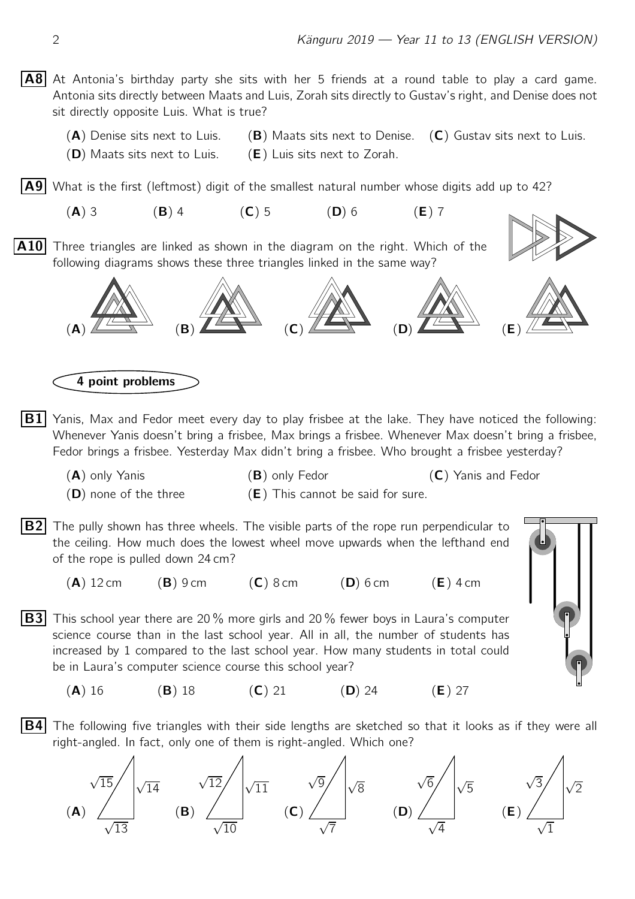**A8** At Antonia's birthday party she sits with her 5 friends at a round table to play a card game. Antonia sits directly between Maats and Luis, Zorah sits directly to Gustav's right, and Denise does not sit directly opposite Luis. What is true?

(**A**) Denise sits next to Luis. (**B**) Maats sits next to Denise. (**C**) Gustav sits next to Luis.
(**D**) Maats sits next to Luis. (**E**) Luis sits next to Zorah.

**A9** What is the first (leftmost) digit of the smallest natural number whose digits add up to 42?

(**A**) 3 (**B**) 4 (**C**) 5 (**D**) 6 (**E**) 7

**A10** Three triangles are linked as shown in the diagram on the right. Which of the following diagrams shows these three triangles linked in the same way?

(**A**) (**B**) (**C**) (**D**) (**E**)

## 4 point problems

**B1** Yanis, Max and Fedor meet every day to play frisbee at the lake. They have noticed the following: Whenever Yanis doesn't bring a frisbee, Max brings a frisbee. Whenever Max doesn't bring a frisbee, Fedor brings a frisbee. Yesterday Max didn't bring a frisbee. Who brought a frisbee yesterday?

(**A**) only Yanis (**B**) only Fedor (**C**) Yanis and Fedor
(**D**) none of the three (**E**) This cannot be said for sure.

**B2** The pully shown has three wheels. The visible parts of the rope run perpendicular to the ceiling. How much does the lowest wheel move upwards when the lefthand end of the rope is pulled down 24 cm?

(**A**) 12 cm (**B**) 9 cm (**C**) 8 cm (**D**) 6 cm (**E**) 4 cm

**B3** This school year there are 20 % more girls and 20 % fewer boys in Laura's computer science course than in the last school year. All in all, the number of students has increased by 1 compared to the last school year. How many students in total could be in Laura's computer science course this school year?

(**A**) 16 (**B**) 18 (**C**) 21 (**D**) 24 (**E**) 27

**B4** The following five triangles with their side lengths are sketched so that it looks as if they were all right-angled. In fact, only one of them is right-angled. Which one?

(**A**) $\sqrt{15}$, $\sqrt{14}$, $\sqrt{13}$ (**B**) $\sqrt{12}$, $\sqrt{11}$, $\sqrt{10}$ (**C**) $\sqrt{9}$, $\sqrt{8}$, $\sqrt{7}$ (**D**) $\sqrt{6}$, $\sqrt{5}$, $\sqrt{4}$ (**E**) $\sqrt{3}$, $\sqrt{2}$, $\sqrt{1}$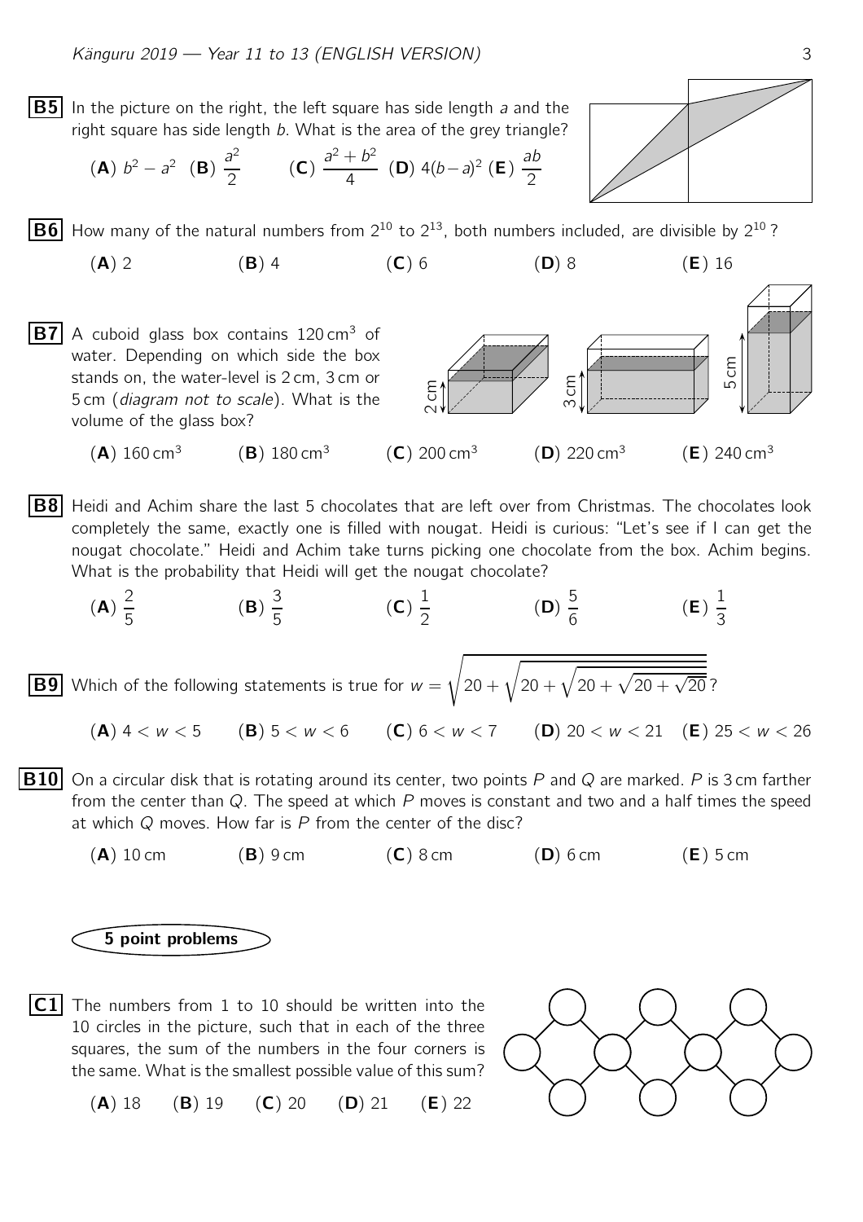**B5** In the picture on the right, the left square has side length $a$ and the right square has side length $b$. What is the area of the grey triangle?

(**A**) $b^2 - a^2$ (**B**) $\frac{a^2}{2}$ (**C**) $\frac{a^2 + b^2}{4}$ (**D**) $4(b-a)^2$ (**E**) $\frac{ab}{2}$

**B6** How many of the natural numbers from $2^{10}$ to $2^{13}$, both numbers included, are divisible by $2^{10}$?

(**A**) 2 (**B**) 4 (**C**) 6 (**D**) 8 (**E**) 16

**B7** A cuboid glass box contains $120\,\text{cm}^3$ of water. Depending on which side the box stands on, the water-level is 2 cm, 3 cm or 5 cm (*diagram not to scale*). What is the volume of the glass box?

(**A**) $160\,\text{cm}^3$ (**B**) $180\,\text{cm}^3$ (**C**) $200\,\text{cm}^3$ (**D**) $220\,\text{cm}^3$ (**E**) $240\,\text{cm}^3$

**B8** Heidi and Achim share the last 5 chocolates that are left over from Christmas. The chocolates look completely the same, exactly one is filled with nougat. Heidi is curious: "Let's see if I can get the nougat chocolate." Heidi and Achim take turns picking one chocolate from the box. Achim begins. What is the probability that Heidi will get the nougat chocolate?

(**A**) $\frac{2}{5}$ (**B**) $\frac{3}{5}$ (**C**) $\frac{1}{2}$ (**D**) $\frac{5}{6}$ (**E**) $\frac{1}{3}$

**B9** Which of the following statements is true for $w = \sqrt{20 + \sqrt{20 + \sqrt{20 + \sqrt{20 + \sqrt{20}}}}}$?

(**A**) $4 < w < 5$ (**B**) $5 < w < 6$ (**C**) $6 < w < 7$ (**D**) $20 < w < 21$ (**E**) $25 < w < 26$

**B10** On a circular disk that is rotating around its center, two points $P$ and $Q$ are marked. $P$ is 3 cm farther from the center than $Q$. The speed at which $P$ moves is constant and two and a half times the speed at which $Q$ moves. How far is $P$ from the center of the disc?

(**A**) 10 cm (**B**) 9 cm (**C**) 8 cm (**D**) 6 cm (**E**) 5 cm

## 5 point problems

**C1** The numbers from 1 to 10 should be written into the 10 circles in the picture, such that in each of the three squares, the sum of the numbers in the four corners is the same. What is the smallest possible value of this sum?

(**A**) 18 (**B**) 19 (**C**) 20 (**D**) 21 (**E**) 22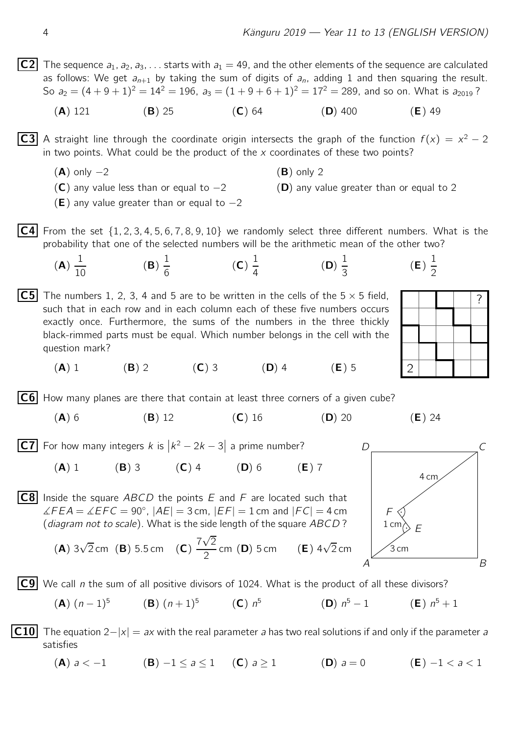**C2** The sequence $a_1, a_2, a_3, \ldots$ starts with $a_1 = 49$, and the other elements of the sequence are calculated as follows: We get $a_{n+1}$ by taking the sum of digits of $a_n$, adding 1 and then squaring the result. So $a_2 = (4+9+1)^2 = 14^2 = 196$, $a_3 = (1+9+6+1)^2 = 17^2 = 289$, and so on. What is $a_{2019}$?

(**A**) 121 (**B**) 25 (**C**) 64 (**D**) 400 (**E**) 49

**C3** A straight line through the coordinate origin intersects the graph of the function $f(x) = x^2 - 2$ in two points. What could be the product of the $x$ coordinates of these two points?

(**A**) only $-2$
(**B**) only 2
(**C**) any value less than or equal to $-2$
(**D**) any value greater than or equal to 2
(**E**) any value greater than or equal to $-2$

**C4** From the set $\{1, 2, 3, 4, 5, 6, 7, 8, 9, 10\}$ we randomly select three different numbers. What is the probability that one of the selected numbers will be the arithmetic mean of the other two?

(**A**) $\frac{1}{10}$ (**B**) $\frac{1}{6}$ (**C**) $\frac{1}{4}$ (**D**) $\frac{1}{3}$ (**E**) $\frac{1}{2}$

**C5** The numbers 1, 2, 3, 4 and 5 are to be written in the cells of the $5 \times 5$ field, such that in each row and in each column each of these five numbers occurs exactly once. Furthermore, the sums of the numbers in the three thickly black-rimmed parts must be equal. Which number belongs in the cell with the question mark?

?

2

(**A**) 1 (**B**) 2 (**C**) 3 (**D**) 4 (**E**) 5

**C6** How many planes are there that contain at least three corners of a given cube?

(**A**) 6 (**B**) 12 (**C**) 16 (**D**) 20 (**E**) 24

**C7** For how many integers $k$ is $|k^2 - 2k - 3|$ a prime number?

(**A**) 1 (**B**) 3 (**C**) 4 (**D**) 6 (**E**) 7

**C8** Inside the square $ABCD$ the points $E$ and $F$ are located such that $\measuredangle FEA = \measuredangle EFC = 90°$, $|AE| = 3\,\text{cm}$, $|EF| = 1\,\text{cm}$ and $|FC| = 4\,\text{cm}$ (*diagram not to scale*). What is the side length of the square $ABCD$?

D C
4 cm
F
1 cm E
3 cm
A B

(**A**) $3\sqrt{2}\,\text{cm}$ (**B**) $5.5\,\text{cm}$ (**C**) $\frac{7\sqrt{2}}{2}\,\text{cm}$ (**D**) $5\,\text{cm}$ (**E**) $4\sqrt{2}\,\text{cm}$

**C9** We call $n$ the sum of all positive divisors of 1024. What is the product of all these divisors?

(**A**) $(n-1)^5$ (**B**) $(n+1)^5$ (**C**) $n^5$ (**D**) $n^5 - 1$ (**E**) $n^5 + 1$

**C10** The equation $2 - |x| = ax$ with the real parameter $a$ has two real solutions if and only if the parameter $a$ satisfies

(**A**) $a < -1$ (**B**) $-1 \leq a \leq 1$ (**C**) $a \geq 1$ (**D**) $a = 0$ (**E**) $-1 < a < 1$